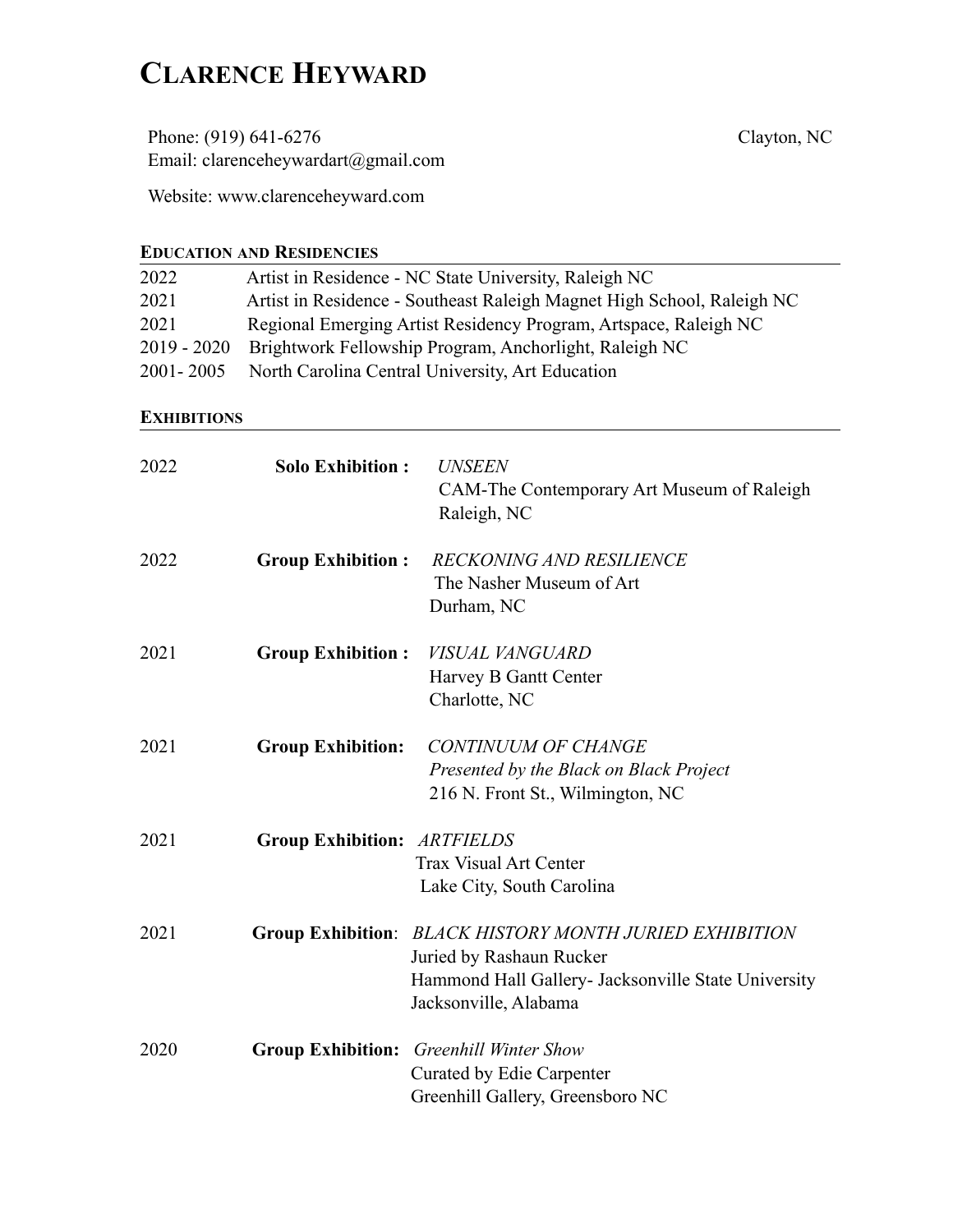# Clarence Heyward

Phone: (919) 641-6276  
Email: clarenceheywardart@gmail.com

Clayton, NC

Website: www.clarenceheyward.com

## Education and Residencies

| | |
|---|---|
| 2022 | Artist in Residence - NC State University, Raleigh NC |
| 2021 | Artist in Residence - Southeast Raleigh Magnet High School, Raleigh NC |
| 2021 | Regional Emerging Artist Residency Program, Artspace, Raleigh NC |
| 2019 - 2020 | Brightwork Fellowship Program, Anchorlight, Raleigh NC |
| 2001- 2005 | North Carolina Central University, Art Education |

## Exhibitions

2022 **Solo Exhibition :** *UNSEEN*  
CAM-The Contemporary Art Museum of Raleigh  
Raleigh, NC

2022 **Group Exhibition :** *RECKONING AND RESILIENCE*  
The Nasher Museum of Art  
Durham, NC

2021 **Group Exhibition :** *VISUAL VANGUARD*  
Harvey B Gantt Center  
Charlotte, NC

2021 **Group Exhibition:** *CONTINUUM OF CHANGE*  
*Presented by the Black on Black Project*  
216 N. Front St., Wilmington, NC

2021 **Group Exhibition:** *ARTFIELDS*  
Trax Visual Art Center  
Lake City, South Carolina

2021 **Group Exhibition**: *BLACK HISTORY MONTH JURIED EXHIBITION*  
Juried by Rashaun Rucker  
Hammond Hall Gallery- Jacksonville State University  
Jacksonville, Alabama

2020 **Group Exhibition:** *Greenhill Winter Show*  
Curated by Edie Carpenter  
Greenhill Gallery, Greensboro NC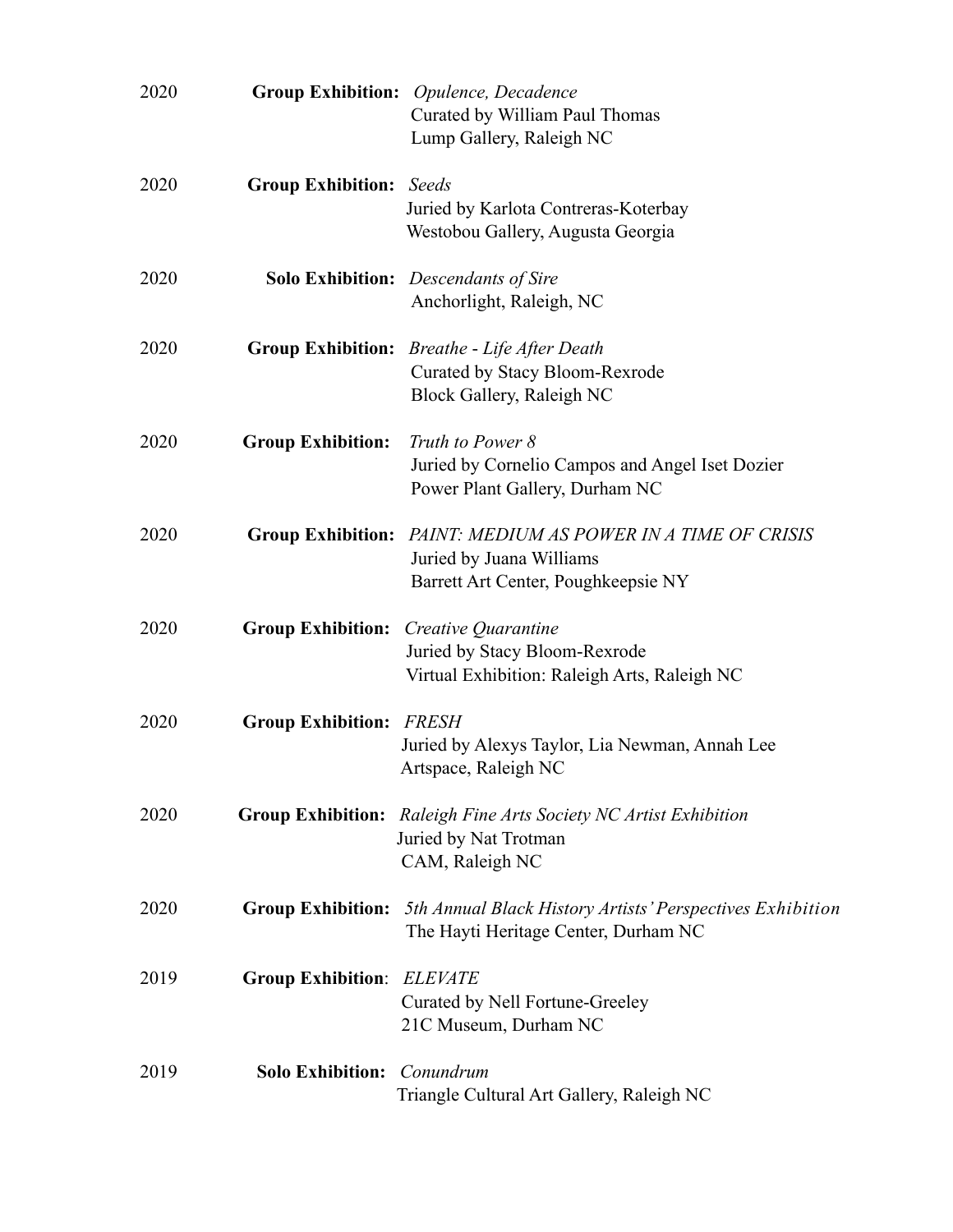2020 **Group Exhibition:** *Opulence, Decadence*
Curated by William Paul Thomas
Lump Gallery, Raleigh NC

2020 **Group Exhibition:** *Seeds*
Juried by Karlota Contreras-Koterbay
Westobou Gallery, Augusta Georgia

2020 **Solo Exhibition:** *Descendants of Sire*
Anchorlight, Raleigh, NC

2020 **Group Exhibition:** *Breathe - Life After Death*
Curated by Stacy Bloom-Rexrode
Block Gallery, Raleigh NC

2020 **Group Exhibition:** *Truth to Power 8*
Juried by Cornelio Campos and Angel Iset Dozier
Power Plant Gallery, Durham NC

2020 **Group Exhibition:** *PAINT: MEDIUM AS POWER IN A TIME OF CRISIS*
Juried by Juana Williams
Barrett Art Center, Poughkeepsie NY

2020 **Group Exhibition:** *Creative Quarantine*
Juried by Stacy Bloom-Rexrode
Virtual Exhibition: Raleigh Arts, Raleigh NC

2020 **Group Exhibition:** *FRESH*
Juried by Alexys Taylor, Lia Newman, Annah Lee
Artspace, Raleigh NC

2020 **Group Exhibition:** *Raleigh Fine Arts Society NC Artist Exhibition*
Juried by Nat Trotman
CAM, Raleigh NC

2020 **Group Exhibition:** *5th Annual Black History Artists' Perspectives Exhibition*
The Hayti Heritage Center, Durham NC

2019 **Group Exhibition**: *ELEVATE*
Curated by Nell Fortune-Greeley
21C Museum, Durham NC

2019 **Solo Exhibition:** *Conundrum*
Triangle Cultural Art Gallery, Raleigh NC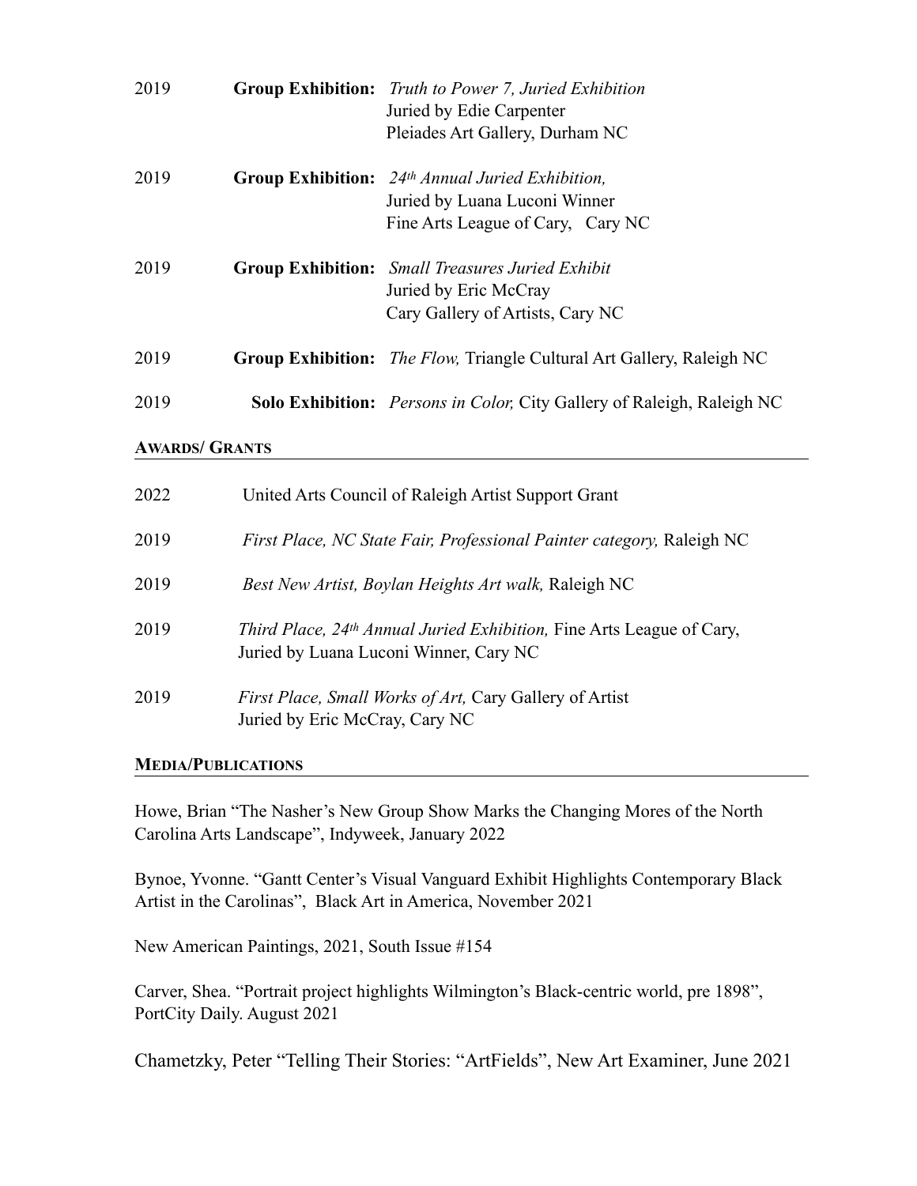2019 **Group Exhibition:** *Truth to Power 7, Juried Exhibition*
Juried by Edie Carpenter
Pleiades Art Gallery, Durham NC

2019 **Group Exhibition:** *24th Annual Juried Exhibition,*
Juried by Luana Luconi Winner
Fine Arts League of Cary, Cary NC

2019 **Group Exhibition:** *Small Treasures Juried Exhibit*
Juried by Eric McCray
Cary Gallery of Artists, Cary NC

2019 **Group Exhibition:** *The Flow,* Triangle Cultural Art Gallery, Raleigh NC

2019 **Solo Exhibition:** *Persons in Color,* City Gallery of Raleigh, Raleigh NC

## AWARDS/ GRANTS

2022 United Arts Council of Raleigh Artist Support Grant

2019 *First Place, NC State Fair, Professional Painter category,* Raleigh NC

2019 *Best New Artist, Boylan Heights Art walk,* Raleigh NC

2019 *Third Place, 24th Annual Juried Exhibition,* Fine Arts League of Cary,
Juried by Luana Luconi Winner, Cary NC

2019 *First Place, Small Works of Art,* Cary Gallery of Artist
Juried by Eric McCray, Cary NC

## MEDIA/PUBLICATIONS

Howe, Brian "The Nasher's New Group Show Marks the Changing Mores of the North Carolina Arts Landscape", Indyweek, January 2022

Bynoe, Yvonne. "Gantt Center's Visual Vanguard Exhibit Highlights Contemporary Black Artist in the Carolinas", Black Art in America, November 2021

New American Paintings, 2021, South Issue #154

Carver, Shea. "Portrait project highlights Wilmington's Black-centric world, pre 1898", PortCity Daily. August 2021

Chametzky, Peter "Telling Their Stories: "ArtFields", New Art Examiner, June 2021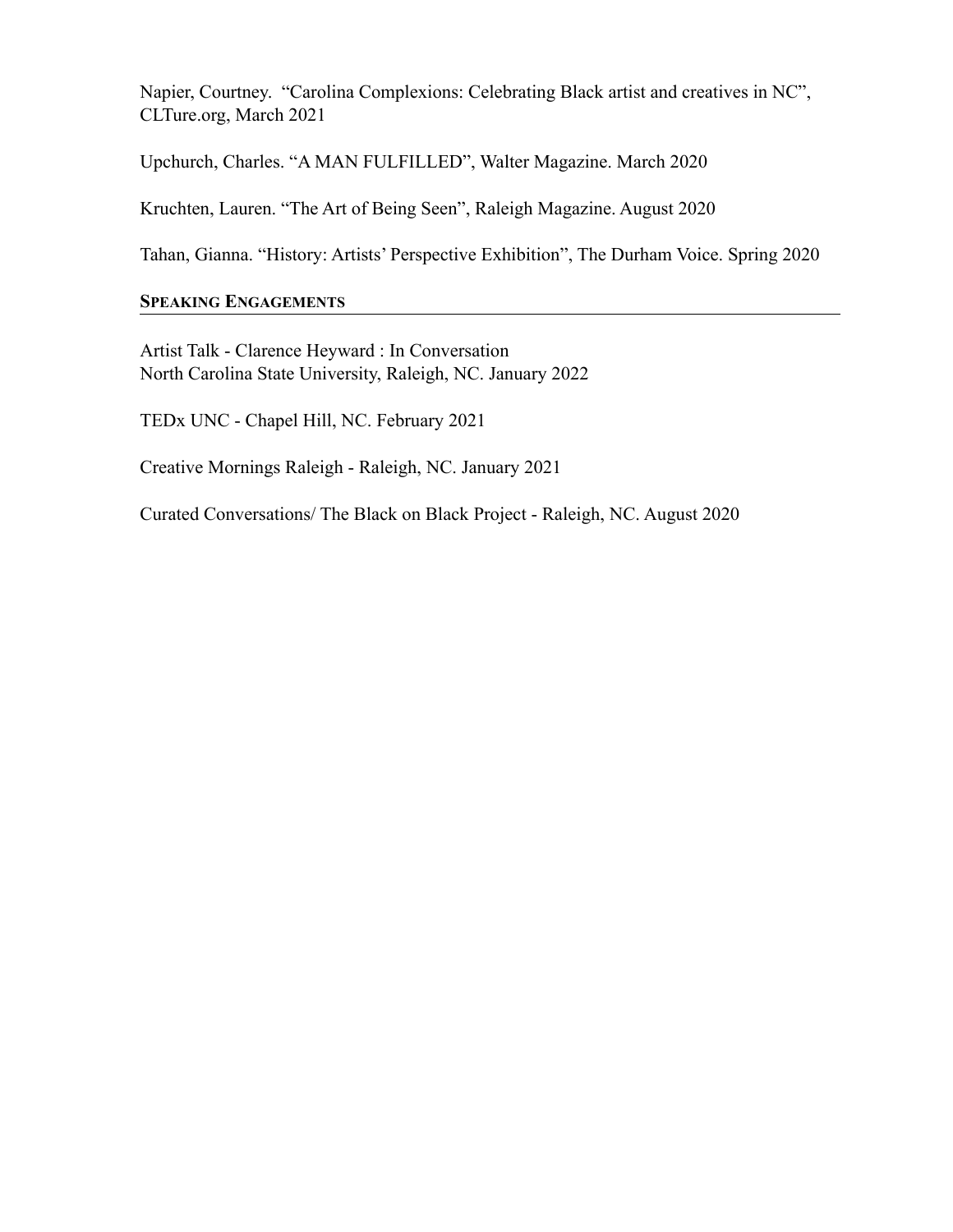Napier, Courtney. "Carolina Complexions: Celebrating Black artist and creatives in NC", CLTure.org, March 2021

Upchurch, Charles. "A MAN FULFILLED", Walter Magazine. March 2020

Kruchten, Lauren. "The Art of Being Seen", Raleigh Magazine. August 2020

Tahan, Gianna. "History: Artists' Perspective Exhibition", The Durham Voice. Spring 2020

## SPEAKING ENGAGEMENTS

Artist Talk - Clarence Heyward : In Conversation
North Carolina State University, Raleigh, NC. January 2022

TEDx UNC - Chapel Hill, NC. February 2021

Creative Mornings Raleigh - Raleigh, NC. January 2021

Curated Conversations/ The Black on Black Project - Raleigh, NC. August 2020